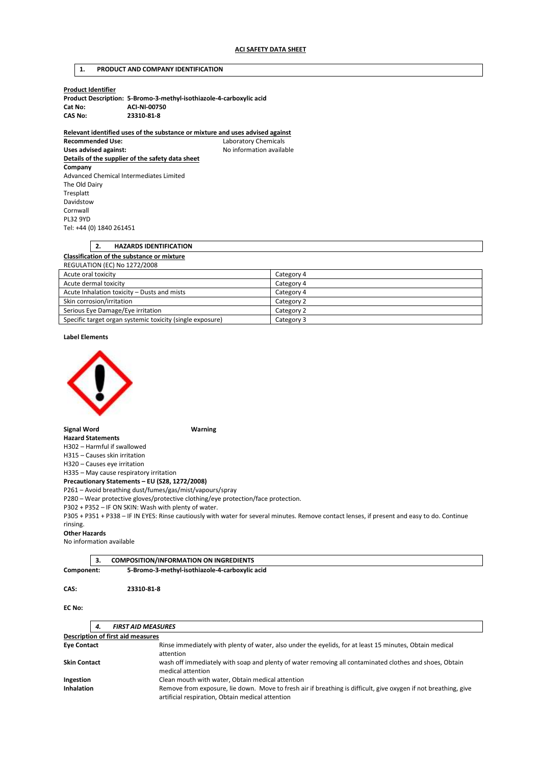## ACI SAFETY DATA SHEET

## 1. PRODUCT AND COMPANY IDENTIFICATION

**Product Identifier**

**Product Description:** **5-Bromo-3-methyl-isothiazole-4-carboxylic acid**
**Cat No:** **ACI-NI-00750**
**CAS No:** **23310-81-8**

**Relevant identified uses of the substance or mixture and uses advised against**

**Recommended Use:** Laboratory Chemicals
**Uses advised against:** No information available

**Details of the supplier of the safety data sheet**

**Company**
Advanced Chemical Intermediates Limited
The Old Dairy
Tresplatt
Davidstow
Cornwall
PL32 9YD
Tel: +44 (0) 1840 261451

## 2. HAZARDS IDENTIFICATION

**Classification of the substance or mixture**

REGULATION (EC) No 1272/2008

| | |
|---|---|
| Acute oral toxicity | Category 4 |
| Acute dermal toxicity | Category 4 |
| Acute Inhalation toxicity – Dusts and mists | Category 4 |
| Skin corrosion/irritation | Category 2 |
| Serious Eye Damage/Eye irritation | Category 2 |
| Specific target organ systemic toxicity (single exposure) | Category 3 |

**Label Elements**

**Signal Word** **Warning**

**Hazard Statements**

H302 – Harmful if swallowed
H315 – Causes skin irritation
H320 – Causes eye irritation
H335 – May cause respiratory irritation

**Precautionary Statements – EU (S28, 1272/2008)**

P261 – Avoid breathing dust/fumes/gas/mist/vapours/spray
P280 – Wear protective gloves/protective clothing/eye protection/face protection.
P302 + P352 – IF ON SKIN: Wash with plenty of water.
P305 + P351 + P338 – IF IN EYES: Rinse cautiously with water for several minutes. Remove contact lenses, if present and easy to do. Continue rinsing.

**Other Hazards**

No information available

## 3. COMPOSITION/INFORMATION ON INGREDIENTS

**Component:** **5-Bromo-3-methyl-isothiazole-4-carboxylic acid**

**CAS:** **23310-81-8**

**EC No:**

## *4. FIRST AID MEASURES*

**Description of first aid measures**

**Eye Contact** Rinse immediately with plenty of water, also under the eyelids, for at least 15 minutes, Obtain medical attention

**Skin Contact** wash off immediately with soap and plenty of water removing all contaminated clothes and shoes, Obtain medical attention

**Ingestion** Clean mouth with water, Obtain medical attention

**Inhalation** Remove from exposure, lie down. Move to fresh air if breathing is difficult, give oxygen if not breathing, give artificial respiration, Obtain medical attention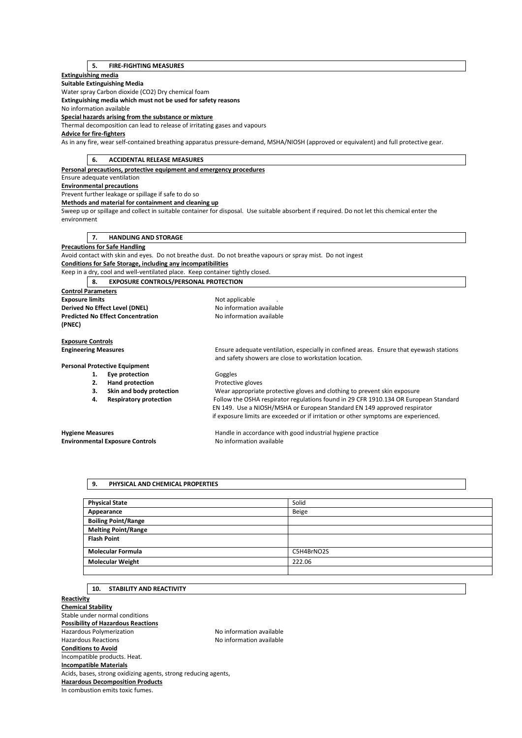## 5. FIRE-FIGHTING MEASURES

**Extinguishing media**

**Suitable Extinguishing Media**

Water spray Carbon dioxide ($CO_2$) Dry chemical foam

**Extinguishing media which must not be used for safety reasons**

No information available

**Special hazards arising from the substance or mixture**

Thermal decomposition can lead to release of irritating gases and vapours

**Advice for fire-fighters**

As in any fire, wear self-contained breathing apparatus pressure-demand, MSHA/NIOSH (approved or equivalent) and full protective gear.

## 6. ACCIDENTAL RELEASE MEASURES

**Personal precautions, protective equipment and emergency procedures**

Ensure adequate ventilation

**Environmental precautions**

Prevent further leakage or spillage if safe to do so

**Methods and material for containment and cleaning up**

Sweep up or spillage and collect in suitable container for disposal. Use suitable absorbent if required. Do not let this chemical enter the environment

## 7. HANDLING AND STORAGE

**Precautions for Safe Handling**

Avoid contact with skin and eyes. Do not breathe dust. Do not breathe vapours or spray mist. Do not ingest

**Conditions for Safe Storage, including any incompatibilities**

Keep in a dry, cool and well-ventilated place. Keep container tightly closed.

## 8. EXPOSURE CONTROLS/PERSONAL PROTECTION

**Control Parameters**

**Exposure limits** — Not applicable .

**Derived No Effect Level (DNEL)** — No information available

**Predicted No Effect Concentration (PNEC)** — No information available

**Exposure Controls**

**Engineering Measures** — Ensure adequate ventilation, especially in confined areas. Ensure that eyewash stations and safety showers are close to workstation location.

**Personal Protective Equipment**

1. **Eye protection** — Goggles
2. **Hand protection** — Protective gloves
3. **Skin and body protection** — Wear appropriate protective gloves and clothing to prevent skin exposure
4. **Respiratory protection** — Follow the OSHA respirator regulations found in 29 CFR 1910.134 OR European Standard EN 149. Use a NIOSH/MSHA or European Standard EN 149 approved respirator if exposure limits are exceeded or if irritation or other symptoms are experienced.

**Hygiene Measures** — Handle in accordance with good industrial hygiene practice

**Environmental Exposure Controls** — No information available

## 9. PHYSICAL AND CHEMICAL PROPERTIES

| | |
|---|---|
| **Physical State** | Solid |
| **Appearance** | Beige |
| **Boiling Point/Range** | |
| **Melting Point/Range** | |
| **Flash Point** | |
| **Molecular Formula** | $C_5H_4BrNO_2S$ |
| **Molecular Weight** | 222.06 |
| | |

## 10. STABILITY AND REACTIVITY

**Reactivity**

**Chemical Stability**

Stable under normal conditions

**Possibility of Hazardous Reactions**

Hazardous Polymerization — No information available

Hazardous Reactions — No information available

**Conditions to Avoid**

Incompatible products. Heat.

**Incompatible Materials**

Acids, bases, strong oxidizing agents, strong reducing agents,

**Hazardous Decomposition Products**

In combustion emits toxic fumes.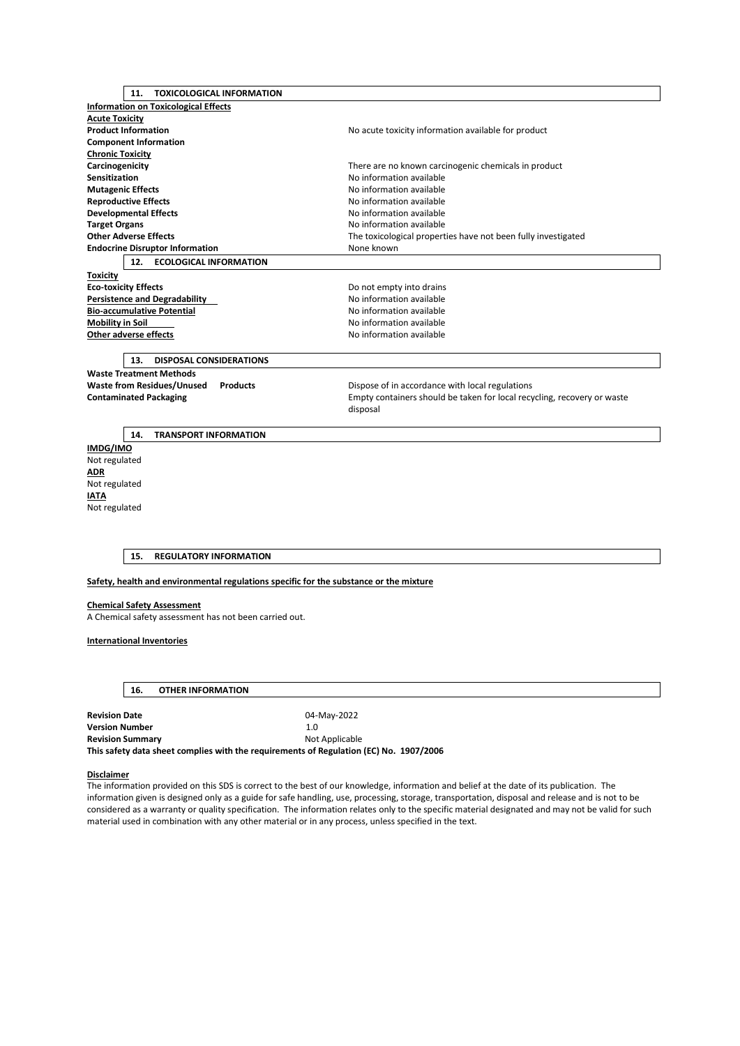## 11. TOXICOLOGICAL INFORMATION

**Information on Toxicological Effects**

**Acute Toxicity**

| | |
|---|---|
| **Product Information** | No acute toxicity information available for product |
| **Component Information** | |

**Chronic Toxicity**

| | |
|---|---|
| **Carcinogenicity** | There are no known carcinogenic chemicals in product |
| **Sensitization** | No information available |
| **Mutagenic Effects** | No information available |
| **Reproductive Effects** | No information available |
| **Developmental Effects** | No information available |
| **Target Organs** | No information available |
| **Other Adverse Effects** | The toxicological properties have not been fully investigated |
| **Endocrine Disruptor Information** | None known |

## 12. ECOLOGICAL INFORMATION

**Toxicity**

| | |
|---|---|
| **Eco-toxicity Effects** | Do not empty into drains |
| **Persistence and Degradability** | No information available |
| **Bio-accumulative Potential** | No information available |
| **Mobility in Soil** | No information available |
| **Other adverse effects** | No information available |

## 13. DISPOSAL CONSIDERATIONS

**Waste Treatment Methods**

| | |
|---|---|
| **Waste from Residues/Unused Products** | Dispose of in accordance with local regulations |
| **Contaminated Packaging** | Empty containers should be taken for local recycling, recovery or waste disposal |

## 14. TRANSPORT INFORMATION

**IMDG/IMO**

Not regulated

**ADR**

Not regulated

**IATA**

Not regulated

## 15. REGULATORY INFORMATION

**Safety, health and environmental regulations specific for the substance or the mixture**

**Chemical Safety Assessment**

A Chemical safety assessment has not been carried out.

**International Inventories**

## 16. OTHER INFORMATION

| | |
|---|---|
| **Revision Date** | 04-May-2022 |
| **Version Number** | 1.0 |
| **Revision Summary** | Not Applicable |

**This safety data sheet complies with the requirements of Regulation (EC) No. 1907/2006**

**Disclaimer**

The information provided on this SDS is correct to the best of our knowledge, information and belief at the date of its publication. The information given is designed only as a guide for safe handling, use, processing, storage, transportation, disposal and release and is not to be considered as a warranty or quality specification. The information relates only to the specific material designated and may not be valid for such material used in combination with any other material or in any process, unless specified in the text.